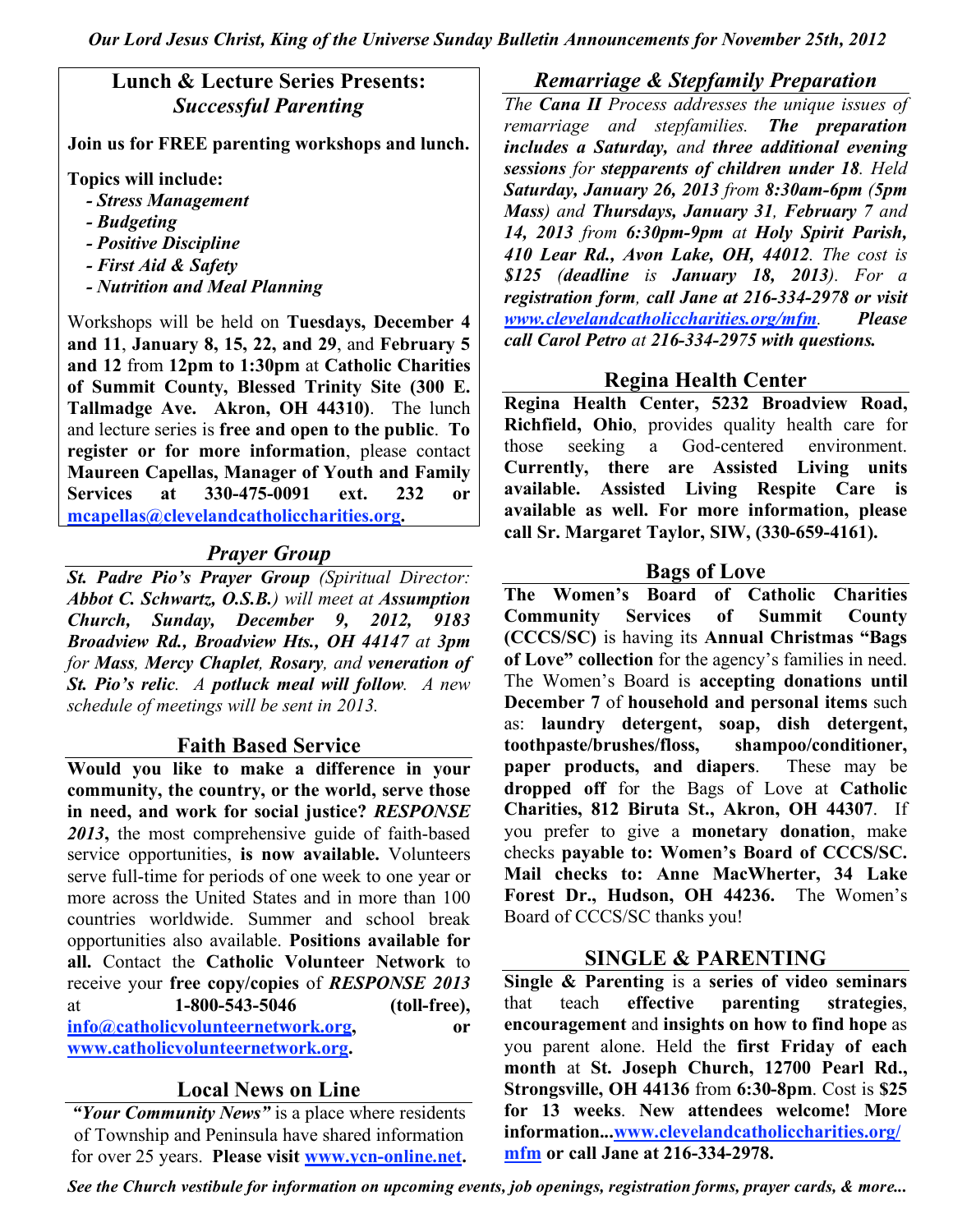*Our Lord Jesus Christ, King of the Universe Sunday Bulletin Announcements for November 25th, 2012*

## Lunch & Lecture Series Presents: *Successful Parenting*

**Join us for FREE parenting workshops and lunch.**

**Topics will include:**

- ***Stress Management***
- ***Budgeting***
- ***Positive Discipline***
- ***First Aid & Safety***
- ***Nutrition and Meal Planning***

Workshops will be held on **Tuesdays, December 4 and 11**, **January 8, 15, 22, and 29**, and **February 5 and 12** from **12pm to 1:30pm** at **Catholic Charities of Summit County, Blessed Trinity Site (300 E. Tallmadge Ave. Akron, OH 44310)**. The lunch and lecture series is **free and open to the public**. **To register or for more information**, please contact **Maureen Capellas, Manager of Youth and Family Services at 330-475-0091 ext. 232 or mcapellas@clevelandcatholiccharities.org.**

## *Prayer Group*

***St. Padre Pio's Prayer Group*** *(Spiritual Director:* ***Abbot C. Schwartz, O.S.B.****) will meet at* ***Assumption Church, Sunday, December 9, 2012, 9183 Broadview Rd., Broadview Hts., OH 44147*** *at* ***3pm*** *for* ***Mass****,* ***Mercy Chaplet****,* ***Rosary****, and* ***veneration of St. Pio's relic****. A* ***potluck meal will follow****. A new schedule of meetings will be sent in 2013.*

## Faith Based Service

**Would you like to make a difference in your community, the country, or the world, serve those in need, and work for social justice? *RESPONSE 2013*,** the most comprehensive guide of faith-based service opportunities, **is now available.** Volunteers serve full-time for periods of one week to one year or more across the United States and in more than 100 countries worldwide. Summer and school break opportunities also available. **Positions available for all.** Contact the **Catholic Volunteer Network** to receive your **free copy/copies** of ***RESPONSE 2013*** at **1-800-543-5046 (toll-free), info@catholicvolunteernetwork.org, or www.catholicvolunteernetwork.org.**

## Local News on Line

***"Your Community News"*** is a place where residents of Township and Peninsula have shared information for over 25 years. **Please visit www.ycn-online.net.**

## *Remarriage & Stepfamily Preparation*

*The* ***Cana II*** *Process addresses the unique issues of remarriage and stepfamilies.* ***The preparation includes a Saturday,*** *and* ***three additional evening sessions*** *for* ***stepparents of children under 18****. Held* ***Saturday, January 26, 2013*** *from* ***8:30am-6pm*** *(****5pm Mass****) and* ***Thursdays, January 31, February*** *7 and* ***14, 2013*** *from* ***6:30pm-9pm*** *at* ***Holy Spirit Parish, 410 Lear Rd., Avon Lake, OH, 44012****. The cost is* ***$125 (deadline*** *is* ***January 18, 2013)****. For a* ***registration form****,* ***call Jane at 216-334-2978 or visit www.clevelandcatholiccharities.org/mfm****.* ***Please call Carol Petro*** *at* ***216-334-2975 with questions.***

## Regina Health Center

**Regina Health Center, 5232 Broadview Road, Richfield, Ohio**, provides quality health care for those seeking a God-centered environment. **Currently, there are Assisted Living units available. Assisted Living Respite Care is available as well. For more information, please call Sr. Margaret Taylor, SIW, (330-659-4161).**

## Bags of Love

**The Women's Board of Catholic Charities Community Services of Summit County (CCCS/SC)** is having its **Annual Christmas "Bags of Love" collection** for the agency's families in need. The Women's Board is **accepting donations until December 7** of **household and personal items** such as: **laundry detergent, soap, dish detergent, toothpaste/brushes/floss, shampoo/conditioner, paper products, and diapers**. These may be **dropped off** for the Bags of Love at **Catholic Charities, 812 Biruta St., Akron, OH 44307**. If you prefer to give a **monetary donation**, make checks **payable to: Women's Board of CCCS/SC. Mail checks to: Anne MacWherter, 34 Lake Forest Dr., Hudson, OH 44236.** The Women's Board of CCCS/SC thanks you!

## SINGLE & PARENTING

**Single & Parenting** is a **series of video seminars** that teach **effective parenting strategies**, **encouragement** and **insights on how to find hope** as you parent alone. Held the **first Friday of each month** at **St. Joseph Church, 12700 Pearl Rd., Strongsville, OH 44136** from **6:30-8pm**. Cost is **$25 for 13 weeks**. **New attendees welcome! More information...www.clevelandcatholiccharities.org/mfm or call Jane at 216-334-2978.**

***See the Church vestibule for information on upcoming events, job openings, registration forms, prayer cards, & more...***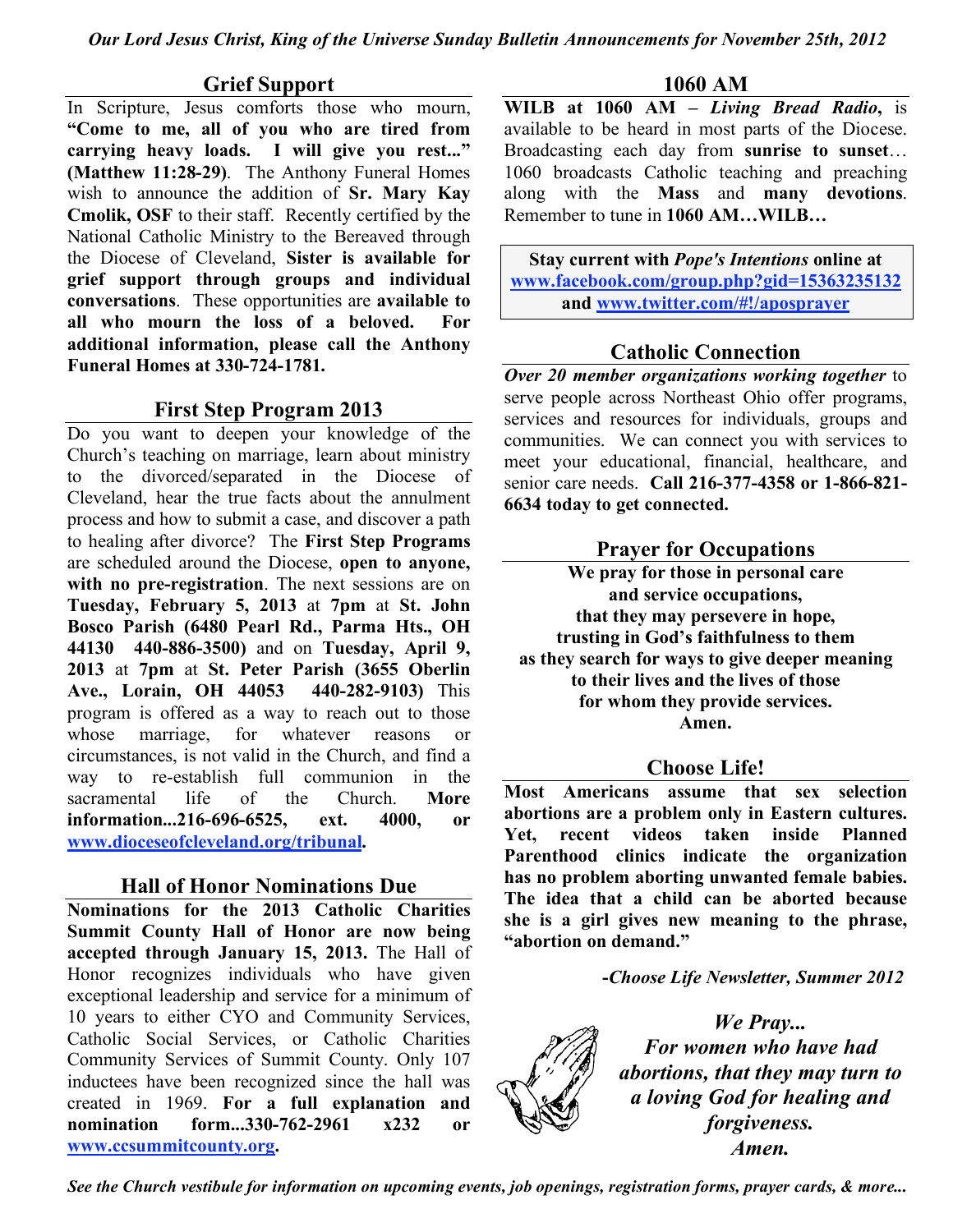*Our Lord Jesus Christ, King of the Universe Sunday Bulletin Announcements for November 25th, 2012*

## Grief Support

In Scripture, Jesus comforts those who mourn, **"Come to me, all of you who are tired from carrying heavy loads. I will give you rest..." (Matthew 11:28-29)**. The Anthony Funeral Homes wish to announce the addition of **Sr. Mary Kay Cmolik, OSF** to their staff. Recently certified by the National Catholic Ministry to the Bereaved through the Diocese of Cleveland, **Sister is available for grief support through groups and individual conversations**. These opportunities are **available to all who mourn the loss of a beloved. For additional information, please call the Anthony Funeral Homes at 330-724-1781.**

## First Step Program 2013

Do you want to deepen your knowledge of the Church's teaching on marriage, learn about ministry to the divorced/separated in the Diocese of Cleveland, hear the true facts about the annulment process and how to submit a case, and discover a path to healing after divorce? The **First Step Programs** are scheduled around the Diocese, **open to anyone, with no pre-registration**. The next sessions are on **Tuesday, February 5, 2013** at **7pm** at **St. John Bosco Parish (6480 Pearl Rd., Parma Hts., OH 44130 440-886-3500)** and on **Tuesday, April 9, 2013** at **7pm** at **St. Peter Parish (3655 Oberlin Ave., Lorain, OH 44053 440-282-9103)** This program is offered as a way to reach out to those whose marriage, for whatever reasons or circumstances, is not valid in the Church, and find a way to re-establish full communion in the sacramental life of the Church. **More information...216-696-6525, ext. 4000, or www.dioceseofcleveland.org/tribunal.**

## Hall of Honor Nominations Due

**Nominations for the 2013 Catholic Charities Summit County Hall of Honor are now being accepted through January 15, 2013.** The Hall of Honor recognizes individuals who have given exceptional leadership and service for a minimum of 10 years to either CYO and Community Services, Catholic Social Services, or Catholic Charities Community Services of Summit County. Only 107 inductees have been recognized since the hall was created in 1969. **For a full explanation and nomination form...330-762-2961 x232 or www.ccsummitcounty.org.**

## 1060 AM

**WILB at 1060 AM – *Living Bread Radio*,** is available to be heard in most parts of the Diocese. Broadcasting each day from **sunrise to sunset**… 1060 broadcasts Catholic teaching and preaching along with the **Mass** and **many devotions**. Remember to tune in **1060 AM…WILB…**

**Stay current with *Pope's Intentions* online at www.facebook.com/group.php?gid=15363235132 and www.twitter.com/#!/apsprayer**

## Catholic Connection

***Over 20 member organizations working together*** to serve people across Northeast Ohio offer programs, services and resources for individuals, groups and communities. We can connect you with services to meet your educational, financial, healthcare, and senior care needs. **Call 216-377-4358 or 1-866-821-6634 today to get connected.**

## Prayer for Occupations

**We pray for those in personal care**
**and service occupations,**
**that they may persevere in hope,**
**trusting in God's faithfulness to them**
**as they search for ways to give deeper meaning**
**to their lives and the lives of those**
**for whom they provide services.**
**Amen.**

## Choose Life!

**Most Americans assume that sex selection abortions are a problem only in Eastern cultures. Yet, recent videos taken inside Planned Parenthood clinics indicate the organization has no problem aborting unwanted female babies. The idea that a child can be aborted because she is a girl gives new meaning to the phrase, "abortion on demand."**

***-Choose Life Newsletter, Summer 2012***

***We Pray...***
***For women who have had abortions, that they may turn to a loving God for healing and forgiveness.***
***Amen.***

***See the Church vestibule for information on upcoming events, job openings, registration forms, prayer cards, & more...***